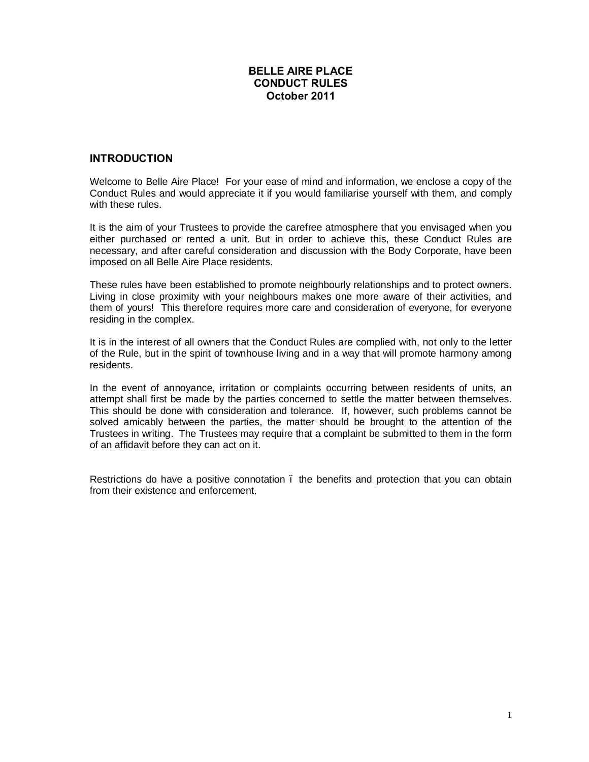# BELLE AIRE PLACE
# CONDUCT RULES
# October 2011

## INTRODUCTION

Welcome to Belle Aire Place! For your ease of mind and information, we enclose a copy of the Conduct Rules and would appreciate it if you would familiarise yourself with them, and comply with these rules.

It is the aim of your Trustees to provide the carefree atmosphere that you envisaged when you either purchased or rented a unit. But in order to achieve this, these Conduct Rules are necessary, and after careful consideration and discussion with the Body Corporate, have been imposed on all Belle Aire Place residents.

These rules have been established to promote neighbourly relationships and to protect owners. Living in close proximity with your neighbours makes one more aware of their activities, and them of yours! This therefore requires more care and consideration of everyone, for everyone residing in the complex.

It is in the interest of all owners that the Conduct Rules are complied with, not only to the letter of the Rule, but in the spirit of townhouse living and in a way that will promote harmony among residents.

In the event of annoyance, irritation or complaints occurring between residents of units, an attempt shall first be made by the parties concerned to settle the matter between themselves. This should be done with consideration and tolerance. If, however, such problems cannot be solved amicably between the parties, the matter should be brought to the attention of the Trustees in writing. The Trustees may require that a complaint be submitted to them in the form of an affidavit before they can act on it.

Restrictions do have a positive connotation – the benefits and protection that you can obtain from their existence and enforcement.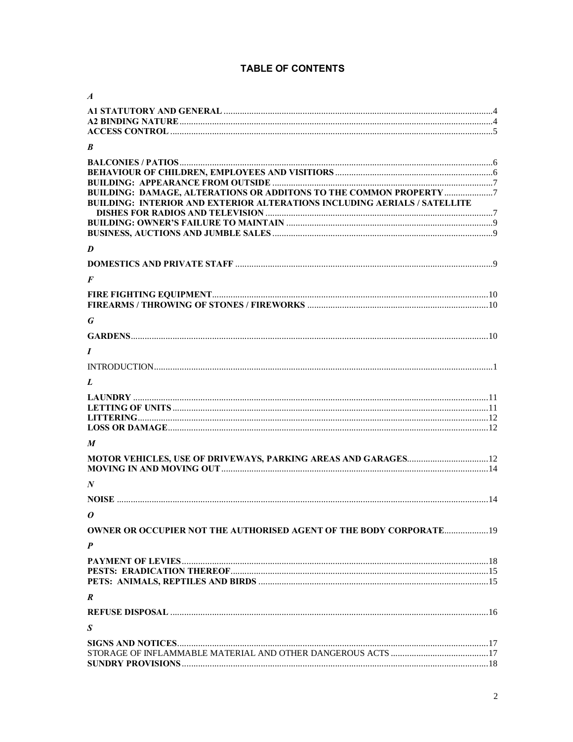# TABLE OF CONTENTS

***A***

**A1 STATUTORY AND GENERAL** .......... 4
**A2 BINDING NATURE** .......... 4
**ACCESS CONTROL** .......... 5

***B***

**BALCONIES / PATIOS** .......... 6
**BEHAVIOUR OF CHILDREN, EMPLOYEES AND VISITIORS** .......... 6
**BUILDING: APPEARANCE FROM OUTSIDE** .......... 7
**BUILDING: DAMAGE, ALTERATIONS OR ADDITONS TO THE COMMON PROPERTY** .......... 7
**BUILDING: INTERIOR AND EXTERIOR ALTERATIONS INCLUDING AERIALS / SATELLITE DISHES FOR RADIOS AND TELEVISION** .......... 7
**BUILDING: OWNER'S FAILURE TO MAINTAIN** .......... 9
**BUSINESS, AUCTIONS AND JUMBLE SALES** .......... 9

***D***

**DOMESTICS AND PRIVATE STAFF** .......... 9

***F***

**FIRE FIGHTING EQUIPMENT** .......... 10
**FIREARMS / THROWING OF STONES / FIREWORKS** .......... 10

***G***

**GARDENS** .......... 10

***I***

INTRODUCTION .......... 1

***L***

**LAUNDRY** .......... 11
**LETTING OF UNITS** .......... 11
**LITTERING** .......... 12
**LOSS OR DAMAGE** .......... 12

***M***

**MOTOR VEHICLES, USE OF DRIVEWAYS, PARKING AREAS AND GARAGES** .......... 12
**MOVING IN AND MOVING OUT** .......... 14

***N***

**NOISE** .......... 14

***O***

**OWNER OR OCCUPIER NOT THE AUTHORISED AGENT OF THE BODY CORPORATE** .......... 19

***P***

**PAYMENT OF LEVIES** .......... 18
**PESTS: ERADICATION THEREOF** .......... 15
**PETS: ANIMALS, REPTILES AND BIRDS** .......... 15

***R***

**REFUSE DISPOSAL** .......... 16

***S***

**SIGNS AND NOTICES** .......... 17
STORAGE OF INFLAMMABLE MATERIAL AND OTHER DANGEROUS ACTS .......... 17
**SUNDRY PROVISIONS** .......... 18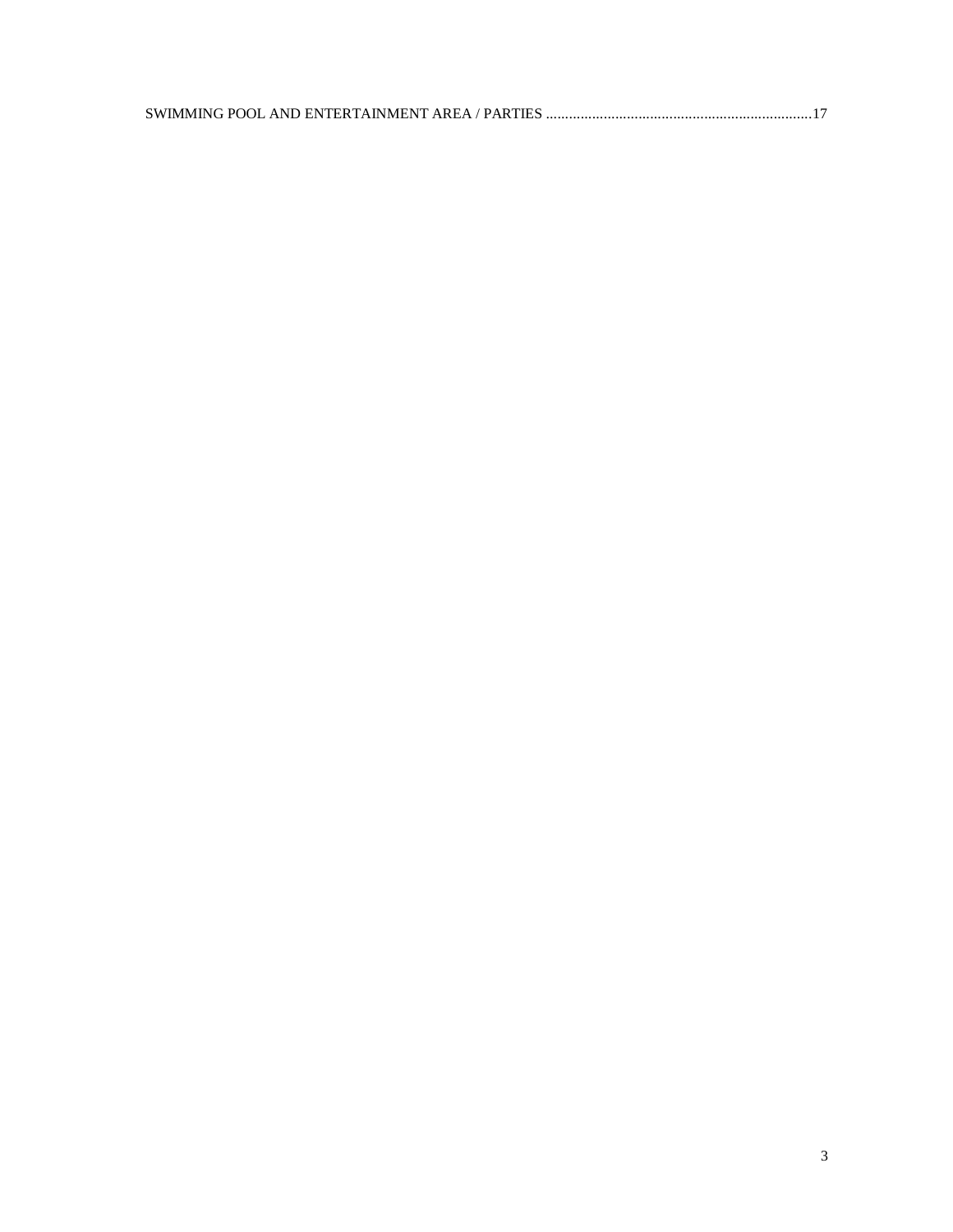SWIMMING POOL AND ENTERTAINMENT AREA / PARTIES ....................................................................17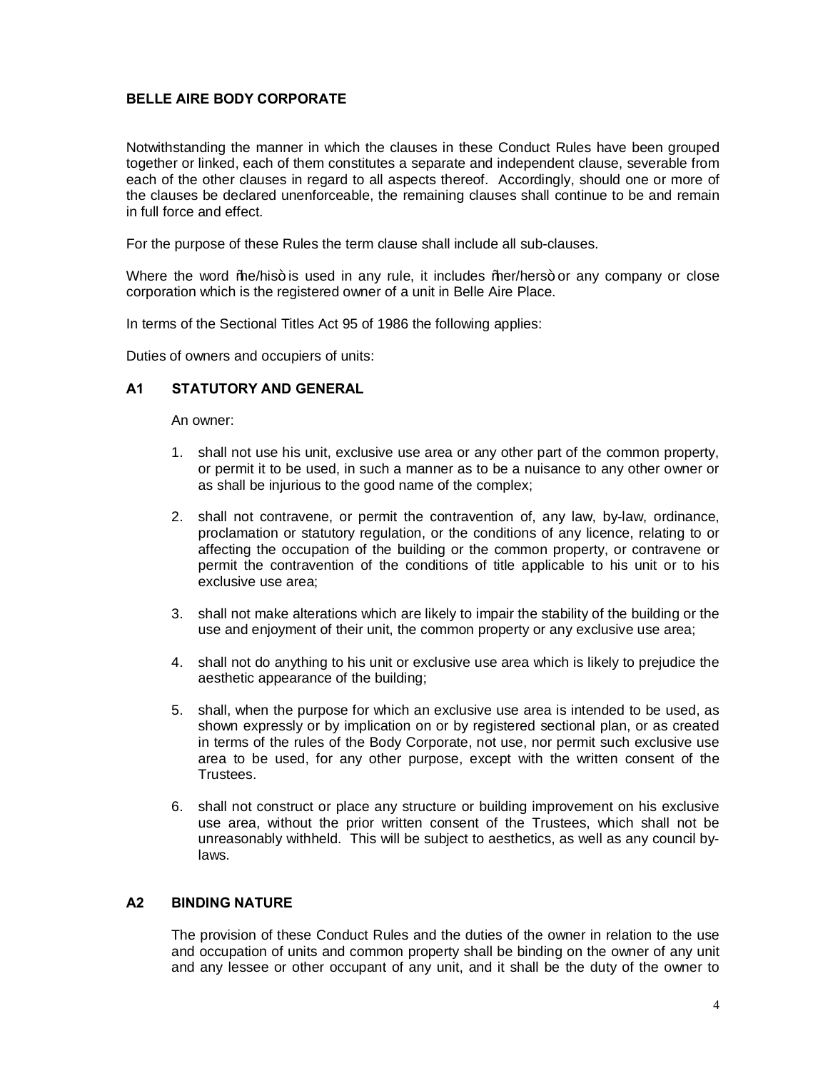**BELLE AIRE BODY CORPORATE**

Notwithstanding the manner in which the clauses in these Conduct Rules have been grouped together or linked, each of them constitutes a separate and independent clause, severable from each of the other clauses in regard to all aspects thereof. Accordingly, should one or more of the clauses be declared unenforceable, the remaining clauses shall continue to be and remain in full force and effect.

For the purpose of these Rules the term clause shall include all sub-clauses.

Where the word "he/his" is used in any rule, it includes "her/hers" or any company or close corporation which is the registered owner of a unit in Belle Aire Place.

In terms of the Sectional Titles Act 95 of 1986 the following applies:

Duties of owners and occupiers of units:

## A1 STATUTORY AND GENERAL

An owner:

1. shall not use his unit, exclusive use area or any other part of the common property, or permit it to be used, in such a manner as to be a nuisance to any other owner or as shall be injurious to the good name of the complex;

2. shall not contravene, or permit the contravention of, any law, by-law, ordinance, proclamation or statutory regulation, or the conditions of any licence, relating to or affecting the occupation of the building or the common property, or contravene or permit the contravention of the conditions of title applicable to his unit or to his exclusive use area;

3. shall not make alterations which are likely to impair the stability of the building or the use and enjoyment of their unit, the common property or any exclusive use area;

4. shall not do anything to his unit or exclusive use area which is likely to prejudice the aesthetic appearance of the building;

5. shall, when the purpose for which an exclusive use area is intended to be used, as shown expressly or by implication on or by registered sectional plan, or as created in terms of the rules of the Body Corporate, not use, nor permit such exclusive use area to be used, for any other purpose, except with the written consent of the Trustees.

6. shall not construct or place any structure or building improvement on his exclusive use area, without the prior written consent of the Trustees, which shall not be unreasonably withheld. This will be subject to aesthetics, as well as any council by-laws.

## A2 BINDING NATURE

The provision of these Conduct Rules and the duties of the owner in relation to the use and occupation of units and common property shall be binding on the owner of any unit and any lessee or other occupant of any unit, and it shall be the duty of the owner to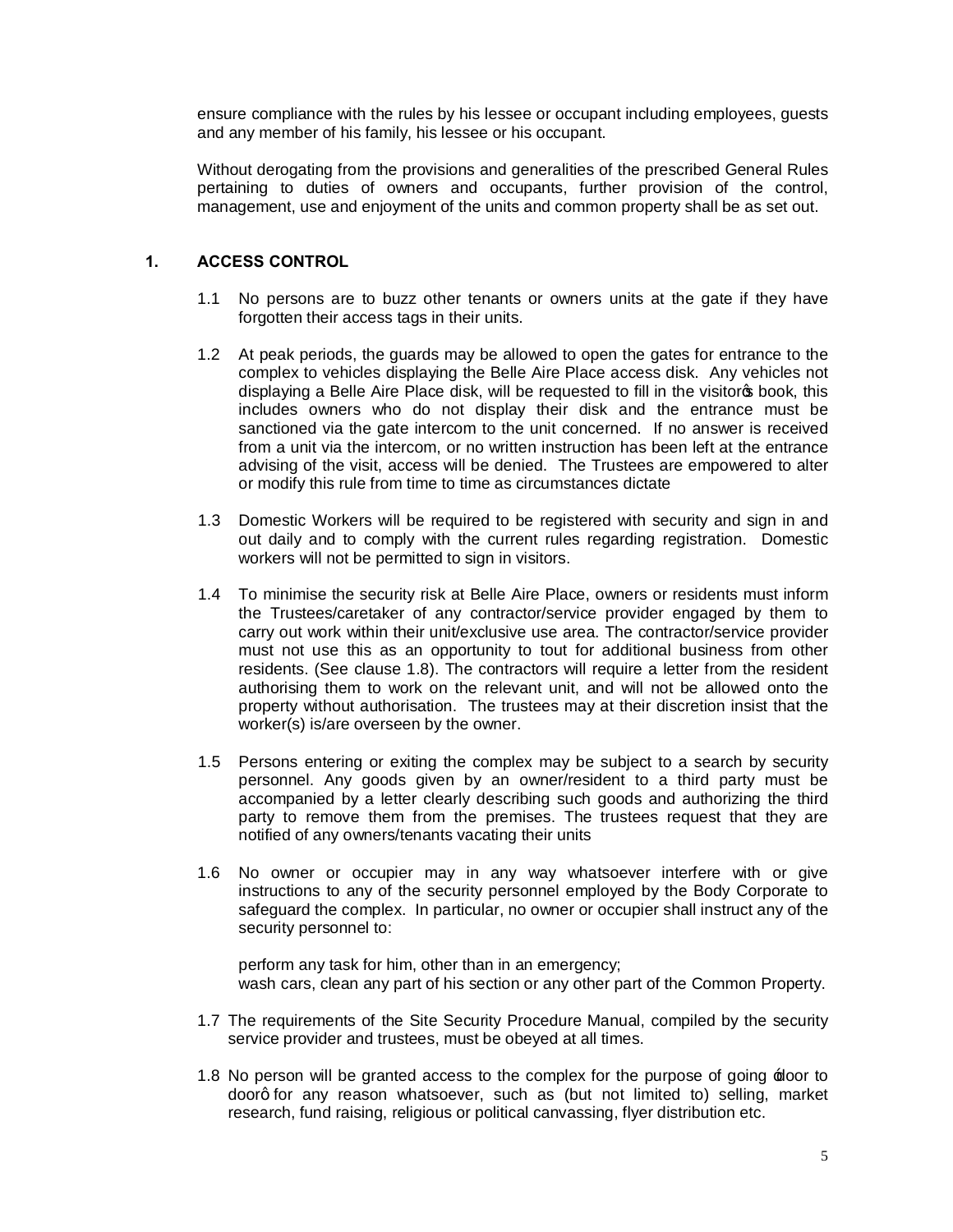ensure compliance with the rules by his lessee or occupant including employees, guests and any member of his family, his lessee or his occupant.

Without derogating from the provisions and generalities of the prescribed General Rules pertaining to duties of owners and occupants, further provision of the control, management, use and enjoyment of the units and common property shall be as set out.

## 1. ACCESS CONTROL

1.1 No persons are to buzz other tenants or owners units at the gate if they have forgotten their access tags in their units.

1.2 At peak periods, the guards may be allowed to open the gates for entrance to the complex to vehicles displaying the Belle Aire Place access disk. Any vehicles not displaying a Belle Aire Place disk, will be requested to fill in the visitor's book, this includes owners who do not display their disk and the entrance must be sanctioned via the gate intercom to the unit concerned. If no answer is received from a unit via the intercom, or no written instruction has been left at the entrance advising of the visit, access will be denied. The Trustees are empowered to alter or modify this rule from time to time as circumstances dictate

1.3 Domestic Workers will be required to be registered with security and sign in and out daily and to comply with the current rules regarding registration. Domestic workers will not be permitted to sign in visitors.

1.4 To minimise the security risk at Belle Aire Place, owners or residents must inform the Trustees/caretaker of any contractor/service provider engaged by them to carry out work within their unit/exclusive use area. The contractor/service provider must not use this as an opportunity to tout for additional business from other residents. (See clause 1.8). The contractors will require a letter from the resident authorising them to work on the relevant unit, and will not be allowed onto the property without authorisation. The trustees may at their discretion insist that the worker(s) is/are overseen by the owner.

1.5 Persons entering or exiting the complex may be subject to a search by security personnel. Any goods given by an owner/resident to a third party must be accompanied by a letter clearly describing such goods and authorizing the third party to remove them from the premises. The trustees request that they are notified of any owners/tenants vacating their units

1.6 No owner or occupier may in any way whatsoever interfere with or give instructions to any of the security personnel employed by the Body Corporate to safeguard the complex. In particular, no owner or occupier shall instruct any of the security personnel to:

perform any task for him, other than in an emergency;
wash cars, clean any part of his section or any other part of the Common Property.

1.7 The requirements of the Site Security Procedure Manual, compiled by the security service provider and trustees, must be obeyed at all times.

1.8 No person will be granted access to the complex for the purpose of going 'door to door' for any reason whatsoever, such as (but not limited to) selling, market research, fund raising, religious or political canvassing, flyer distribution etc.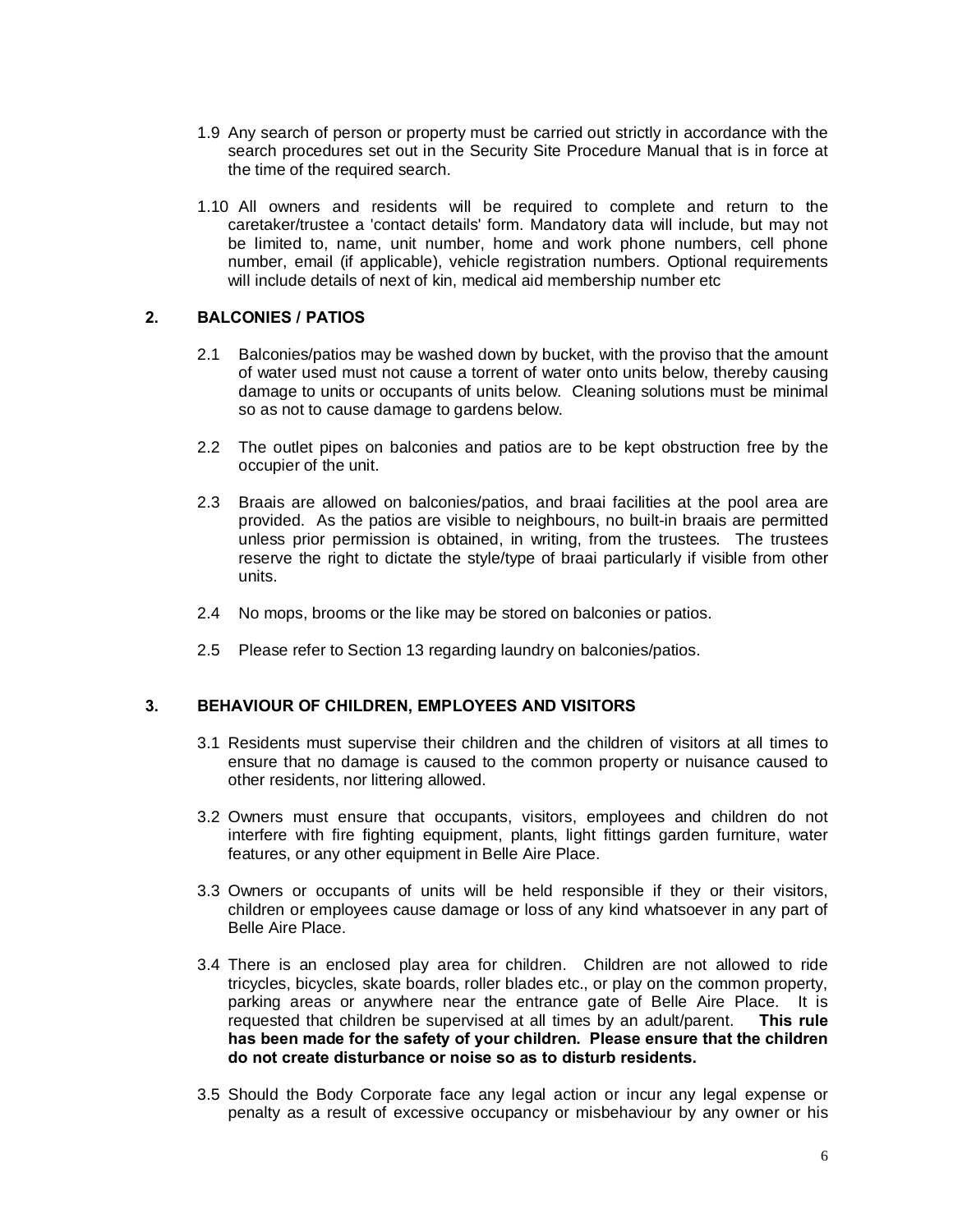1.9 Any search of person or property must be carried out strictly in accordance with the search procedures set out in the Security Site Procedure Manual that is in force at the time of the required search.

1.10 All owners and residents will be required to complete and return to the caretaker/trustee a 'contact details' form. Mandatory data will include, but may not be limited to, name, unit number, home and work phone numbers, cell phone number, email (if applicable), vehicle registration numbers. Optional requirements will include details of next of kin, medical aid membership number etc

## 2. BALCONIES / PATIOS

2.1 Balconies/patios may be washed down by bucket, with the proviso that the amount of water used must not cause a torrent of water onto units below, thereby causing damage to units or occupants of units below. Cleaning solutions must be minimal so as not to cause damage to gardens below.

2.2 The outlet pipes on balconies and patios are to be kept obstruction free by the occupier of the unit.

2.3 Braais are allowed on balconies/patios, and braai facilities at the pool area are provided. As the patios are visible to neighbours, no built-in braais are permitted unless prior permission is obtained, in writing, from the trustees. The trustees reserve the right to dictate the style/type of braai particularly if visible from other units.

2.4 No mops, brooms or the like may be stored on balconies or patios.

2.5 Please refer to Section 13 regarding laundry on balconies/patios.

## 3. BEHAVIOUR OF CHILDREN, EMPLOYEES AND VISITORS

3.1 Residents must supervise their children and the children of visitors at all times to ensure that no damage is caused to the common property or nuisance caused to other residents, nor littering allowed.

3.2 Owners must ensure that occupants, visitors, employees and children do not interfere with fire fighting equipment, plants, light fittings garden furniture, water features, or any other equipment in Belle Aire Place.

3.3 Owners or occupants of units will be held responsible if they or their visitors, children or employees cause damage or loss of any kind whatsoever in any part of Belle Aire Place.

3.4 There is an enclosed play area for children. Children are not allowed to ride tricycles, bicycles, skate boards, roller blades etc., or play on the common property, parking areas or anywhere near the entrance gate of Belle Aire Place. It is requested that children be supervised at all times by an adult/parent. **This rule has been made for the safety of your children. Please ensure that the children do not create disturbance or noise so as to disturb residents.**

3.5 Should the Body Corporate face any legal action or incur any legal expense or penalty as a result of excessive occupancy or misbehaviour by any owner or his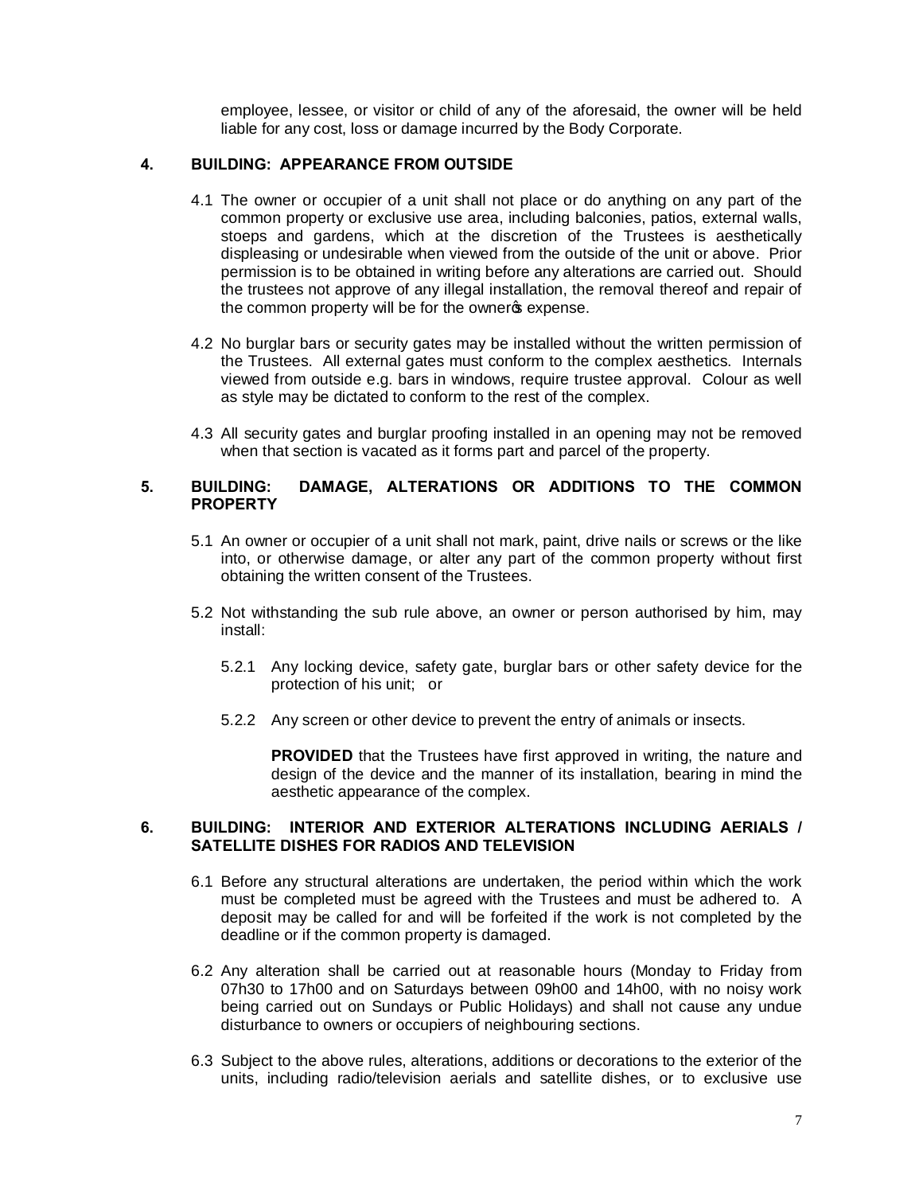employee, lessee, or visitor or child of any of the aforesaid, the owner will be held liable for any cost, loss or damage incurred by the Body Corporate.

## 4. BUILDING: APPEARANCE FROM OUTSIDE

4.1 The owner or occupier of a unit shall not place or do anything on any part of the common property or exclusive use area, including balconies, patios, external walls, stoeps and gardens, which at the discretion of the Trustees is aesthetically displeasing or undesirable when viewed from the outside of the unit or above. Prior permission is to be obtained in writing before any alterations are carried out. Should the trustees not approve of any illegal installation, the removal thereof and repair of the common property will be for the owner's expense.

4.2 No burglar bars or security gates may be installed without the written permission of the Trustees. All external gates must conform to the complex aesthetics. Internals viewed from outside e.g. bars in windows, require trustee approval. Colour as well as style may be dictated to conform to the rest of the complex.

4.3 All security gates and burglar proofing installed in an opening may not be removed when that section is vacated as it forms part and parcel of the property.

## 5. BUILDING: DAMAGE, ALTERATIONS OR ADDITIONS TO THE COMMON PROPERTY

5.1 An owner or occupier of a unit shall not mark, paint, drive nails or screws or the like into, or otherwise damage, or alter any part of the common property without first obtaining the written consent of the Trustees.

5.2 Not withstanding the sub rule above, an owner or person authorised by him, may install:

5.2.1 Any locking device, safety gate, burglar bars or other safety device for the protection of his unit; or

5.2.2 Any screen or other device to prevent the entry of animals or insects.

**PROVIDED** that the Trustees have first approved in writing, the nature and design of the device and the manner of its installation, bearing in mind the aesthetic appearance of the complex.

## 6. BUILDING: INTERIOR AND EXTERIOR ALTERATIONS INCLUDING AERIALS / SATELLITE DISHES FOR RADIOS AND TELEVISION

6.1 Before any structural alterations are undertaken, the period within which the work must be completed must be agreed with the Trustees and must be adhered to. A deposit may be called for and will be forfeited if the work is not completed by the deadline or if the common property is damaged.

6.2 Any alteration shall be carried out at reasonable hours (Monday to Friday from 07h30 to 17h00 and on Saturdays between 09h00 and 14h00, with no noisy work being carried out on Sundays or Public Holidays) and shall not cause any undue disturbance to owners or occupiers of neighbouring sections.

6.3 Subject to the above rules, alterations, additions or decorations to the exterior of the units, including radio/television aerials and satellite dishes, or to exclusive use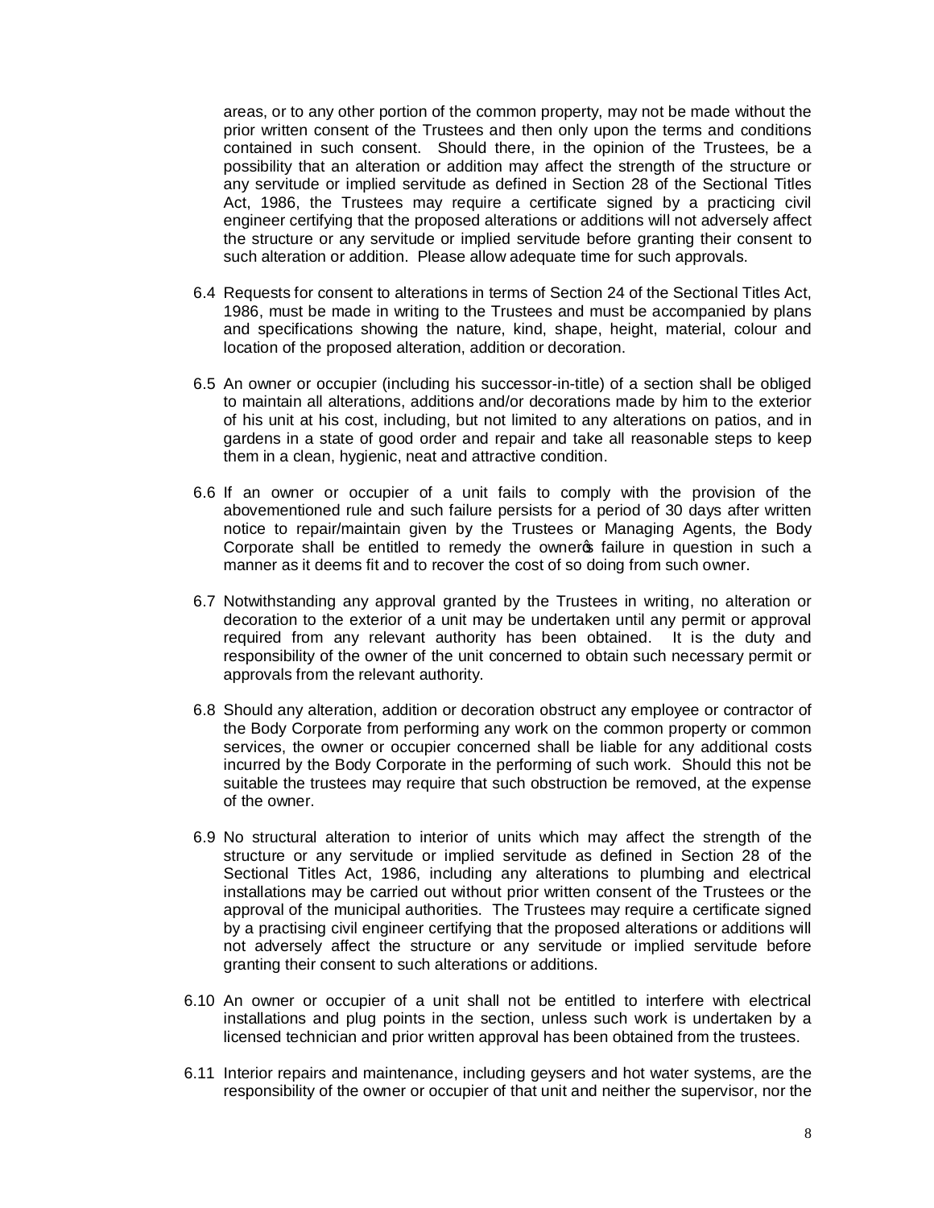areas, or to any other portion of the common property, may not be made without the prior written consent of the Trustees and then only upon the terms and conditions contained in such consent. Should there, in the opinion of the Trustees, be a possibility that an alteration or addition may affect the strength of the structure or any servitude or implied servitude as defined in Section 28 of the Sectional Titles Act, 1986, the Trustees may require a certificate signed by a practicing civil engineer certifying that the proposed alterations or additions will not adversely affect the structure or any servitude or implied servitude before granting their consent to such alteration or addition. Please allow adequate time for such approvals.

6.4 Requests for consent to alterations in terms of Section 24 of the Sectional Titles Act, 1986, must be made in writing to the Trustees and must be accompanied by plans and specifications showing the nature, kind, shape, height, material, colour and location of the proposed alteration, addition or decoration.

6.5 An owner or occupier (including his successor-in-title) of a section shall be obliged to maintain all alterations, additions and/or decorations made by him to the exterior of his unit at his cost, including, but not limited to any alterations on patios, and in gardens in a state of good order and repair and take all reasonable steps to keep them in a clean, hygienic, neat and attractive condition.

6.6 If an owner or occupier of a unit fails to comply with the provision of the abovementioned rule and such failure persists for a period of 30 days after written notice to repair/maintain given by the Trustees or Managing Agents, the Body Corporate shall be entitled to remedy the owner's failure in question in such a manner as it deems fit and to recover the cost of so doing from such owner.

6.7 Notwithstanding any approval granted by the Trustees in writing, no alteration or decoration to the exterior of a unit may be undertaken until any permit or approval required from any relevant authority has been obtained. It is the duty and responsibility of the owner of the unit concerned to obtain such necessary permit or approvals from the relevant authority.

6.8 Should any alteration, addition or decoration obstruct any employee or contractor of the Body Corporate from performing any work on the common property or common services, the owner or occupier concerned shall be liable for any additional costs incurred by the Body Corporate in the performing of such work. Should this not be suitable the trustees may require that such obstruction be removed, at the expense of the owner.

6.9 No structural alteration to interior of units which may affect the strength of the structure or any servitude or implied servitude as defined in Section 28 of the Sectional Titles Act, 1986, including any alterations to plumbing and electrical installations may be carried out without prior written consent of the Trustees or the approval of the municipal authorities. The Trustees may require a certificate signed by a practising civil engineer certifying that the proposed alterations or additions will not adversely affect the structure or any servitude or implied servitude before granting their consent to such alterations or additions.

6.10 An owner or occupier of a unit shall not be entitled to interfere with electrical installations and plug points in the section, unless such work is undertaken by a licensed technician and prior written approval has been obtained from the trustees.

6.11 Interior repairs and maintenance, including geysers and hot water systems, are the responsibility of the owner or occupier of that unit and neither the supervisor, nor the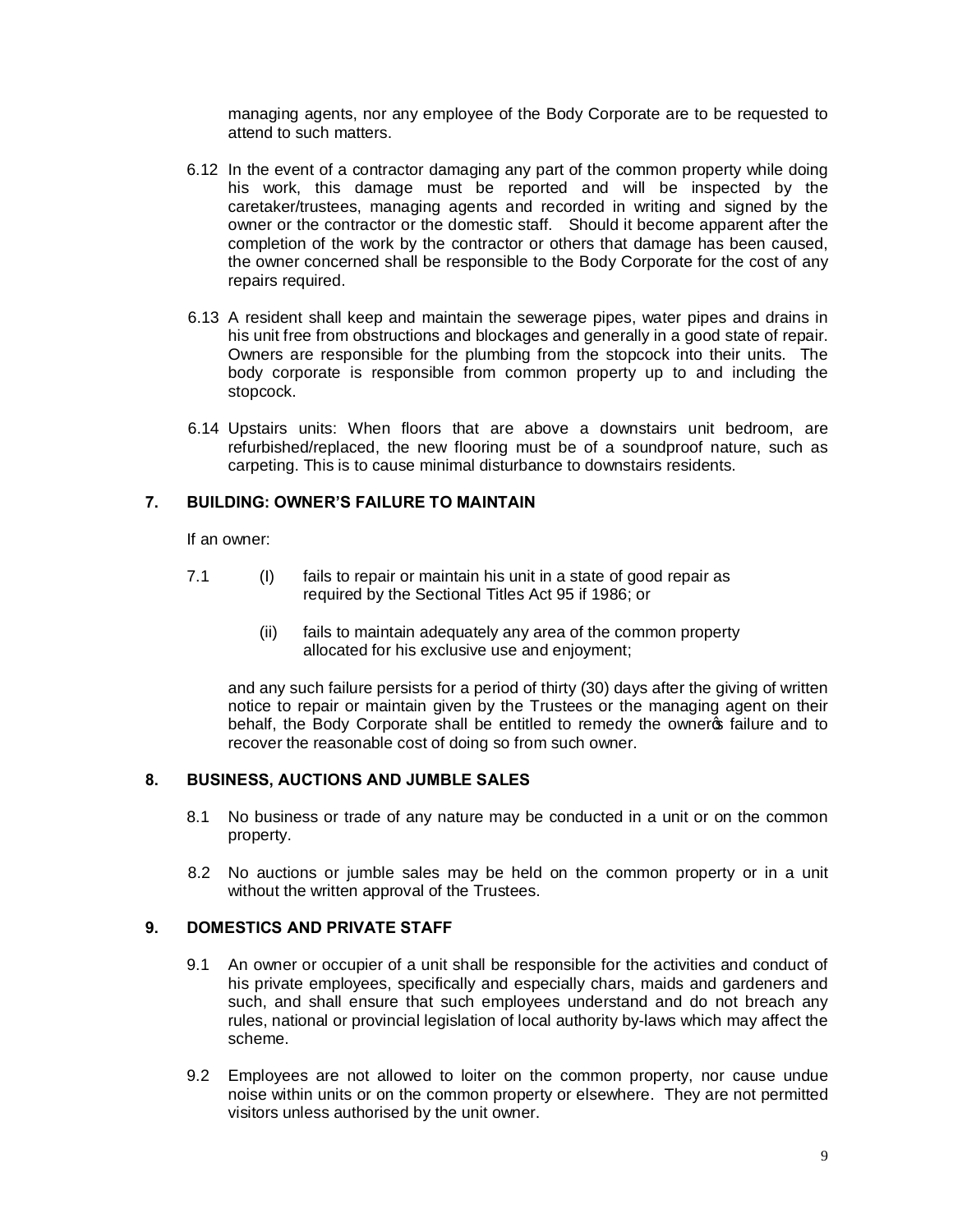managing agents, nor any employee of the Body Corporate are to be requested to attend to such matters.

6.12 In the event of a contractor damaging any part of the common property while doing his work, this damage must be reported and will be inspected by the caretaker/trustees, managing agents and recorded in writing and signed by the owner or the contractor or the domestic staff. Should it become apparent after the completion of the work by the contractor or others that damage has been caused, the owner concerned shall be responsible to the Body Corporate for the cost of any repairs required.

6.13 A resident shall keep and maintain the sewerage pipes, water pipes and drains in his unit free from obstructions and blockages and generally in a good state of repair. Owners are responsible for the plumbing from the stopcock into their units. The body corporate is responsible from common property up to and including the stopcock.

6.14 Upstairs units: When floors that are above a downstairs unit bedroom, are refurbished/replaced, the new flooring must be of a soundproof nature, such as carpeting. This is to cause minimal disturbance to downstairs residents.

## 7. BUILDING: OWNER'S FAILURE TO MAINTAIN

If an owner:

7.1 (I) fails to repair or maintain his unit in a state of good repair as required by the Sectional Titles Act 95 if 1986; or

(ii) fails to maintain adequately any area of the common property allocated for his exclusive use and enjoyment;

and any such failure persists for a period of thirty (30) days after the giving of written notice to repair or maintain given by the Trustees or the managing agent on their behalf, the Body Corporate shall be entitled to remedy the owner's failure and to recover the reasonable cost of doing so from such owner.

## 8. BUSINESS, AUCTIONS AND JUMBLE SALES

8.1 No business or trade of any nature may be conducted in a unit or on the common property.

8.2 No auctions or jumble sales may be held on the common property or in a unit without the written approval of the Trustees.

## 9. DOMESTICS AND PRIVATE STAFF

9.1 An owner or occupier of a unit shall be responsible for the activities and conduct of his private employees, specifically and especially chars, maids and gardeners and such, and shall ensure that such employees understand and do not breach any rules, national or provincial legislation of local authority by-laws which may affect the scheme.

9.2 Employees are not allowed to loiter on the common property, nor cause undue noise within units or on the common property or elsewhere. They are not permitted visitors unless authorised by the unit owner.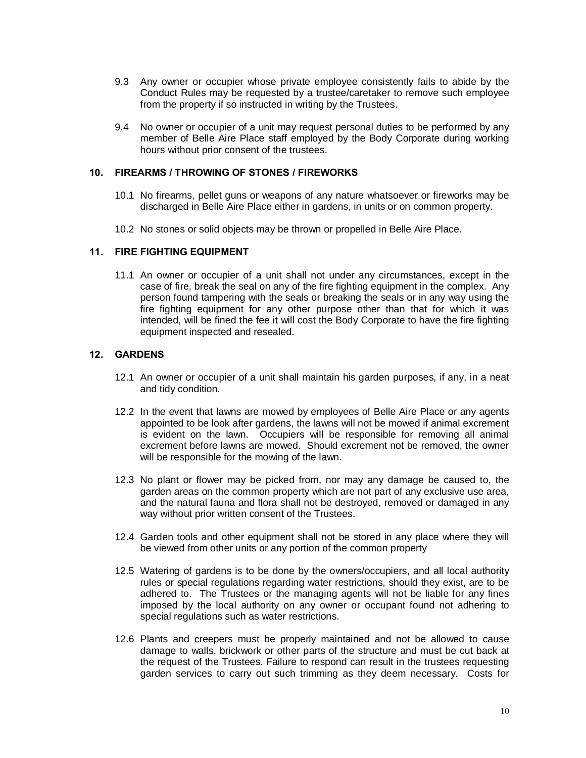9.3 Any owner or occupier whose private employee consistently fails to abide by the Conduct Rules may be requested by a trustee/caretaker to remove such employee from the property if so instructed in writing by the Trustees.

9.4 No owner or occupier of a unit may request personal duties to be performed by any member of Belle Aire Place staff employed by the Body Corporate during working hours without prior consent of the trustees.

## 10. FIREARMS / THROWING OF STONES / FIREWORKS

10.1 No firearms, pellet guns or weapons of any nature whatsoever or fireworks may be discharged in Belle Aire Place either in gardens, in units or on common property.

10.2 No stones or solid objects may be thrown or propelled in Belle Aire Place.

## 11. FIRE FIGHTING EQUIPMENT

11.1 An owner or occupier of a unit shall not under any circumstances, except in the case of fire, break the seal on any of the fire fighting equipment in the complex. Any person found tampering with the seals or breaking the seals or in any way using the fire fighting equipment for any other purpose other than that for which it was intended, will be fined the fee it will cost the Body Corporate to have the fire fighting equipment inspected and resealed.

## 12. GARDENS

12.1 An owner or occupier of a unit shall maintain his garden purposes, if any, in a neat and tidy condition.

12.2 In the event that lawns are mowed by employees of Belle Aire Place or any agents appointed to be look after gardens, the lawns will not be mowed if animal excrement is evident on the lawn. Occupiers will be responsible for removing all animal excrement before lawns are mowed. Should excrement not be removed, the owner will be responsible for the mowing of the lawn.

12.3 No plant or flower may be picked from, nor may any damage be caused to, the garden areas on the common property which are not part of any exclusive use area, and the natural fauna and flora shall not be destroyed, removed or damaged in any way without prior written consent of the Trustees.

12.4 Garden tools and other equipment shall not be stored in any place where they will be viewed from other units or any portion of the common property

12.5 Watering of gardens is to be done by the owners/occupiers, and all local authority rules or special regulations regarding water restrictions, should they exist, are to be adhered to. The Trustees or the managing agents will not be liable for any fines imposed by the local authority on any owner or occupant found not adhering to special regulations such as water restrictions.

12.6 Plants and creepers must be properly maintained and not be allowed to cause damage to walls, brickwork or other parts of the structure and must be cut back at the request of the Trustees. Failure to respond can result in the trustees requesting garden services to carry out such trimming as they deem necessary. Costs for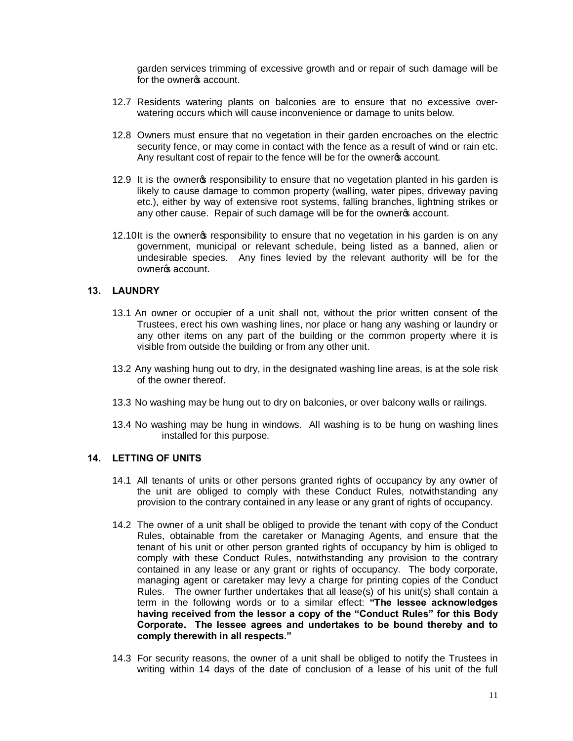garden services trimming of excessive growth and or repair of such damage will be for the owner's account.

12.7 Residents watering plants on balconies are to ensure that no excessive over-watering occurs which will cause inconvenience or damage to units below.

12.8 Owners must ensure that no vegetation in their garden encroaches on the electric security fence, or may come in contact with the fence as a result of wind or rain etc. Any resultant cost of repair to the fence will be for the owner's account.

12.9 It is the owner's responsibility to ensure that no vegetation planted in his garden is likely to cause damage to common property (walling, water pipes, driveway paving etc.), either by way of extensive root systems, falling branches, lightning strikes or any other cause. Repair of such damage will be for the owner's account.

12.10 It is the owner's responsibility to ensure that no vegetation in his garden is on any government, municipal or relevant schedule, being listed as a banned, alien or undesirable species. Any fines levied by the relevant authority will be for the owner's account.

## 13. LAUNDRY

13.1 An owner or occupier of a unit shall not, without the prior written consent of the Trustees, erect his own washing lines, nor place or hang any washing or laundry or any other items on any part of the building or the common property where it is visible from outside the building or from any other unit.

13.2 Any washing hung out to dry, in the designated washing line areas, is at the sole risk of the owner thereof.

13.3 No washing may be hung out to dry on balconies, or over balcony walls or railings.

13.4 No washing may be hung in windows. All washing is to be hung on washing lines installed for this purpose.

## 14. LETTING OF UNITS

14.1 All tenants of units or other persons granted rights of occupancy by any owner of the unit are obliged to comply with these Conduct Rules, notwithstanding any provision to the contrary contained in any lease or any grant of rights of occupancy.

14.2 The owner of a unit shall be obliged to provide the tenant with copy of the Conduct Rules, obtainable from the caretaker or Managing Agents, and ensure that the tenant of his unit or other person granted rights of occupancy by him is obliged to comply with these Conduct Rules, notwithstanding any provision to the contrary contained in any lease or any grant or rights of occupancy. The body corporate, managing agent or caretaker may levy a charge for printing copies of the Conduct Rules. The owner further undertakes that all lease(s) of his unit(s) shall contain a term in the following words or to a similar effect: **"The lessee acknowledges having received from the lessor a copy of the "Conduct Rules" for this Body Corporate. The lessee agrees and undertakes to be bound thereby and to comply therewith in all respects."**

14.3 For security reasons, the owner of a unit shall be obliged to notify the Trustees in writing within 14 days of the date of conclusion of a lease of his unit of the full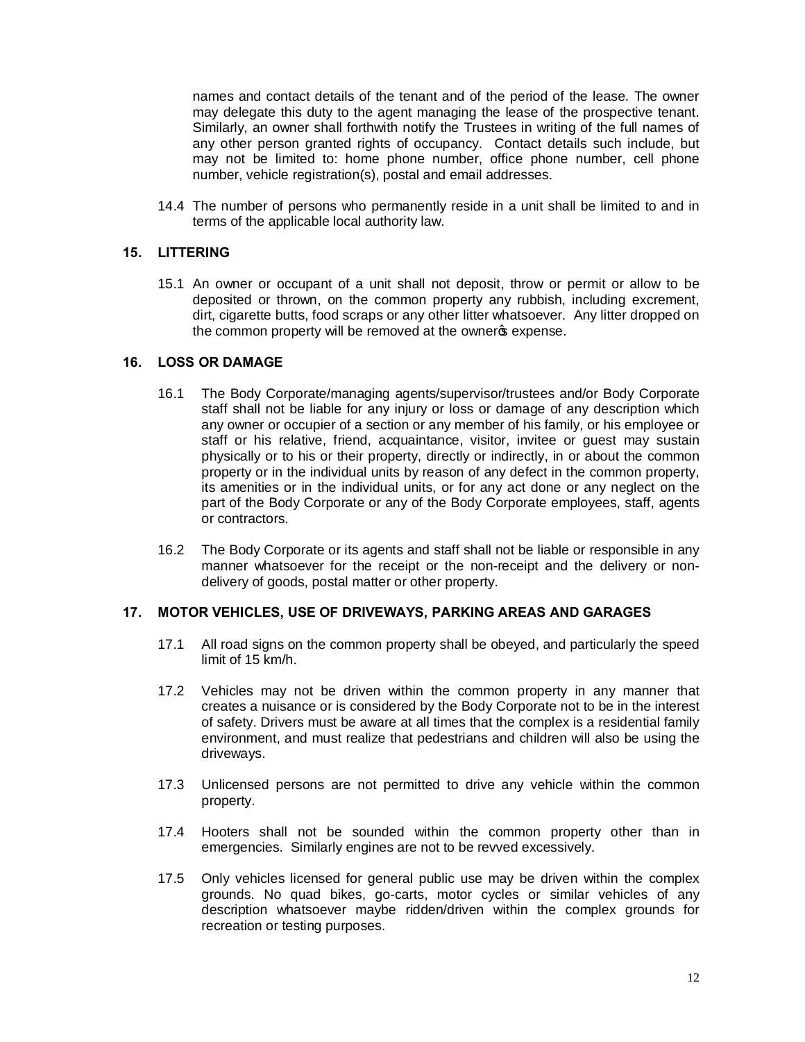names and contact details of the tenant and of the period of the lease. The owner may delegate this duty to the agent managing the lease of the prospective tenant. Similarly, an owner shall forthwith notify the Trustees in writing of the full names of any other person granted rights of occupancy. Contact details such include, but may not be limited to: home phone number, office phone number, cell phone number, vehicle registration(s), postal and email addresses.

14.4 The number of persons who permanently reside in a unit shall be limited to and in terms of the applicable local authority law.

## 15. LITTERING

15.1 An owner or occupant of a unit shall not deposit, throw or permit or allow to be deposited or thrown, on the common property any rubbish, including excrement, dirt, cigarette butts, food scraps or any other litter whatsoever. Any litter dropped on the common property will be removed at the owner's expense.

## 16. LOSS OR DAMAGE

16.1 The Body Corporate/managing agents/supervisor/trustees and/or Body Corporate staff shall not be liable for any injury or loss or damage of any description which any owner or occupier of a section or any member of his family, or his employee or staff or his relative, friend, acquaintance, visitor, invitee or guest may sustain physically or to his or their property, directly or indirectly, in or about the common property or in the individual units by reason of any defect in the common property, its amenities or in the individual units, or for any act done or any neglect on the part of the Body Corporate or any of the Body Corporate employees, staff, agents or contractors.

16.2 The Body Corporate or its agents and staff shall not be liable or responsible in any manner whatsoever for the receipt or the non-receipt and the delivery or non-delivery of goods, postal matter or other property.

## 17. MOTOR VEHICLES, USE OF DRIVEWAYS, PARKING AREAS AND GARAGES

17.1 All road signs on the common property shall be obeyed, and particularly the speed limit of 15 km/h.

17.2 Vehicles may not be driven within the common property in any manner that creates a nuisance or is considered by the Body Corporate not to be in the interest of safety. Drivers must be aware at all times that the complex is a residential family environment, and must realize that pedestrians and children will also be using the driveways.

17.3 Unlicensed persons are not permitted to drive any vehicle within the common property.

17.4 Hooters shall not be sounded within the common property other than in emergencies. Similarly engines are not to be revved excessively.

17.5 Only vehicles licensed for general public use may be driven within the complex grounds. No quad bikes, go-carts, motor cycles or similar vehicles of any description whatsoever maybe ridden/driven within the complex grounds for recreation or testing purposes.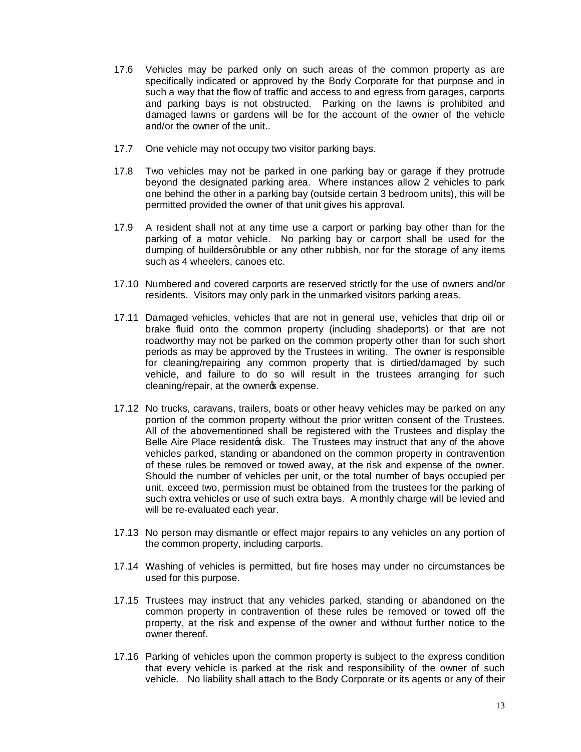17.6 Vehicles may be parked only on such areas of the common property as are specifically indicated or approved by the Body Corporate for that purpose and in such a way that the flow of traffic and access to and egress from garages, carports and parking bays is not obstructed. Parking on the lawns is prohibited and damaged lawns or gardens will be for the account of the owner of the vehicle and/or the owner of the unit..

17.7 One vehicle may not occupy two visitor parking bays.

17.8 Two vehicles may not be parked in one parking bay or garage if they protrude beyond the designated parking area. Where instances allow 2 vehicles to park one behind the other in a parking bay (outside certain 3 bedroom units), this will be permitted provided the owner of that unit gives his approval.

17.9 A resident shall not at any time use a carport or parking bay other than for the parking of a motor vehicle. No parking bay or carport shall be used for the dumping of buildersqrubble or any other rubbish, nor for the storage of any items such as 4 wheelers, canoes etc.

17.10 Numbered and covered carports are reserved strictly for the use of owners and/or residents. Visitors may only park in the unmarked visitors parking areas.

17.11 Damaged vehicles, vehicles that are not in general use, vehicles that drip oil or brake fluid onto the common property (including shadeports) or that are not roadworthy may not be parked on the common property other than for such short periods as may be approved by the Trustees in writing. The owner is responsible for cleaning/repairing any common property that is dirtied/damaged by such vehicle, and failure to do so will result in the trustees arranging for such cleaning/repair, at the ownerqs expense.

17.12 No trucks, caravans, trailers, boats or other heavy vehicles may be parked on any portion of the common property without the prior written consent of the Trustees. All of the abovementioned shall be registered with the Trustees and display the Belle Aire Place residentqs disk. The Trustees may instruct that any of the above vehicles parked, standing or abandoned on the common property in contravention of these rules be removed or towed away, at the risk and expense of the owner. Should the number of vehicles per unit, or the total number of bays occupied per unit, exceed two, permission must be obtained from the trustees for the parking of such extra vehicles or use of such extra bays. A monthly charge will be levied and will be re-evaluated each year.

17.13 No person may dismantle or effect major repairs to any vehicles on any portion of the common property, including carports.

17.14 Washing of vehicles is permitted, but fire hoses may under no circumstances be used for this purpose.

17.15 Trustees may instruct that any vehicles parked, standing or abandoned on the common property in contravention of these rules be removed or towed off the property, at the risk and expense of the owner and without further notice to the owner thereof.

17.16 Parking of vehicles upon the common property is subject to the express condition that every vehicle is parked at the risk and responsibility of the owner of such vehicle. No liability shall attach to the Body Corporate or its agents or any of their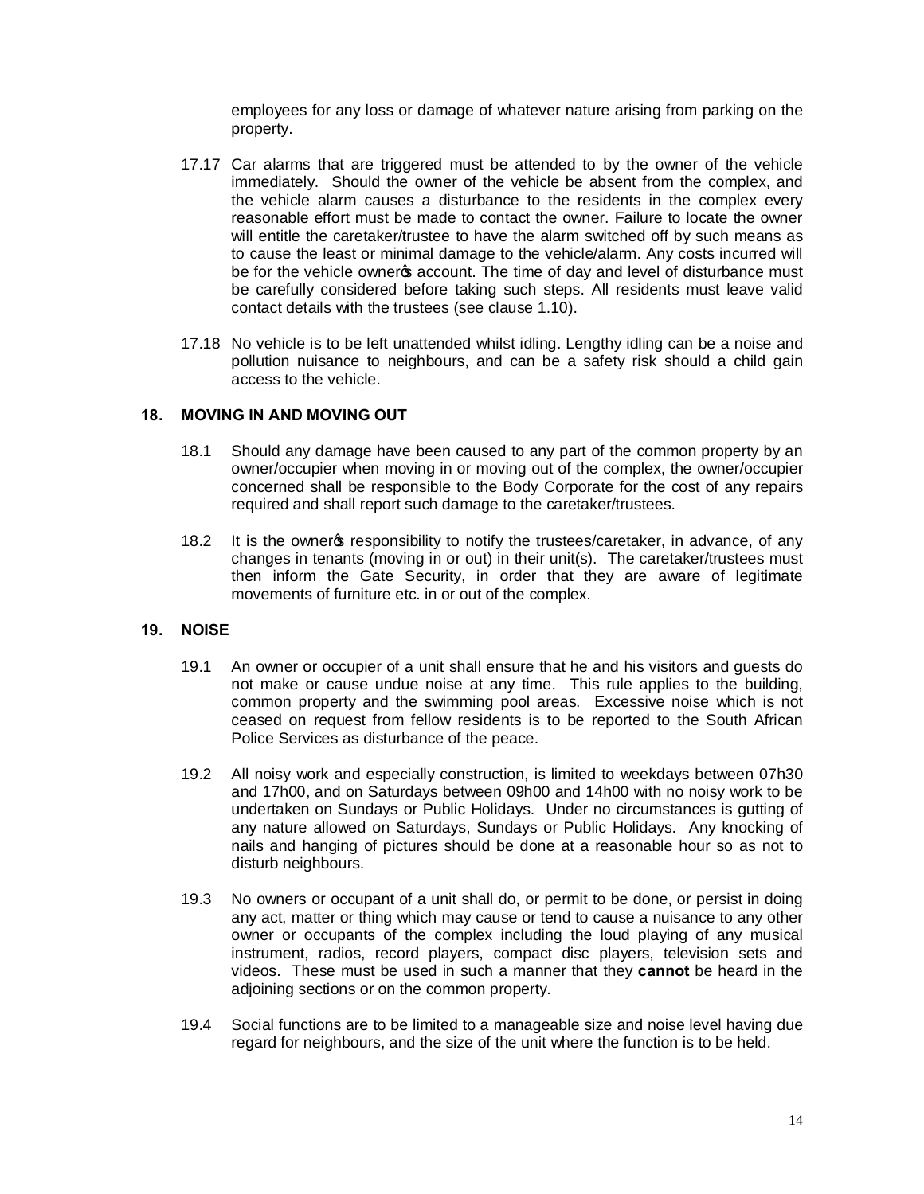employees for any loss or damage of whatever nature arising from parking on the property.

17.17 Car alarms that are triggered must be attended to by the owner of the vehicle immediately. Should the owner of the vehicle be absent from the complex, and the vehicle alarm causes a disturbance to the residents in the complex every reasonable effort must be made to contact the owner. Failure to locate the owner will entitle the caretaker/trustee to have the alarm switched off by such means as to cause the least or minimal damage to the vehicle/alarm. Any costs incurred will be for the vehicle owner's account. The time of day and level of disturbance must be carefully considered before taking such steps. All residents must leave valid contact details with the trustees (see clause 1.10).

17.18 No vehicle is to be left unattended whilst idling. Lengthy idling can be a noise and pollution nuisance to neighbours, and can be a safety risk should a child gain access to the vehicle.

## 18. MOVING IN AND MOVING OUT

18.1 Should any damage have been caused to any part of the common property by an owner/occupier when moving in or moving out of the complex, the owner/occupier concerned shall be responsible to the Body Corporate for the cost of any repairs required and shall report such damage to the caretaker/trustees.

18.2 It is the owner's responsibility to notify the trustees/caretaker, in advance, of any changes in tenants (moving in or out) in their unit(s). The caretaker/trustees must then inform the Gate Security, in order that they are aware of legitimate movements of furniture etc. in or out of the complex.

## 19. NOISE

19.1 An owner or occupier of a unit shall ensure that he and his visitors and guests do not make or cause undue noise at any time. This rule applies to the building, common property and the swimming pool areas. Excessive noise which is not ceased on request from fellow residents is to be reported to the South African Police Services as disturbance of the peace.

19.2 All noisy work and especially construction, is limited to weekdays between 07h30 and 17h00, and on Saturdays between 09h00 and 14h00 with no noisy work to be undertaken on Sundays or Public Holidays. Under no circumstances is gutting of any nature allowed on Saturdays, Sundays or Public Holidays. Any knocking of nails and hanging of pictures should be done at a reasonable hour so as not to disturb neighbours.

19.3 No owners or occupant of a unit shall do, or permit to be done, or persist in doing any act, matter or thing which may cause or tend to cause a nuisance to any other owner or occupants of the complex including the loud playing of any musical instrument, radios, record players, compact disc players, television sets and videos. These must be used in such a manner that they **cannot** be heard in the adjoining sections or on the common property.

19.4 Social functions are to be limited to a manageable size and noise level having due regard for neighbours, and the size of the unit where the function is to be held.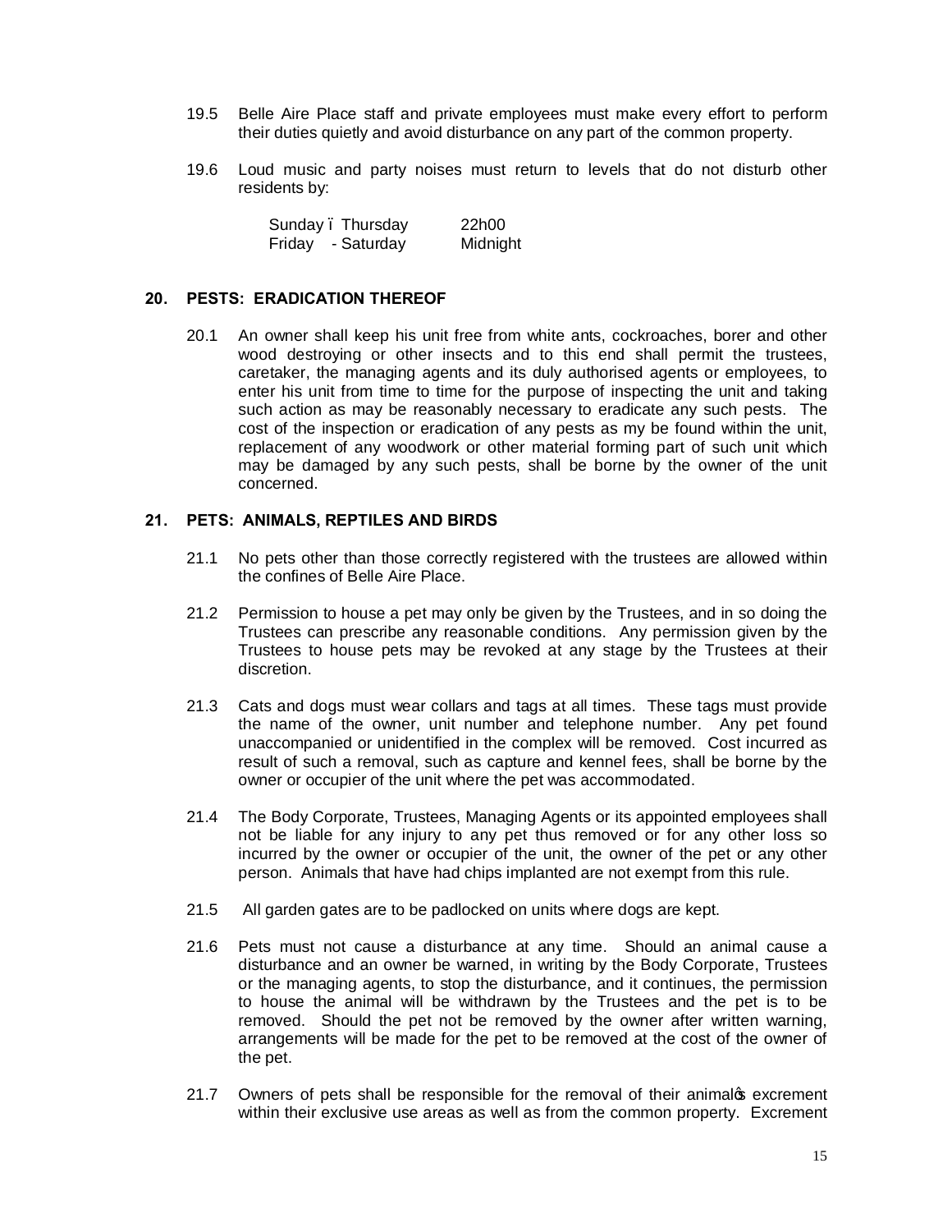19.5 Belle Aire Place staff and private employees must make every effort to perform their duties quietly and avoid disturbance on any part of the common property.

19.6 Loud music and party noises must return to levels that do not disturb other residents by:

| | |
|---|---|
| Sunday – Thursday | 22h00 |
| Friday - Saturday | Midnight |

## 20. PESTS: ERADICATION THEREOF

20.1 An owner shall keep his unit free from white ants, cockroaches, borer and other wood destroying or other insects and to this end shall permit the trustees, caretaker, the managing agents and its duly authorised agents or employees, to enter his unit from time to time for the purpose of inspecting the unit and taking such action as may be reasonably necessary to eradicate any such pests. The cost of the inspection or eradication of any pests as my be found within the unit, replacement of any woodwork or other material forming part of such unit which may be damaged by any such pests, shall be borne by the owner of the unit concerned.

## 21. PETS: ANIMALS, REPTILES AND BIRDS

21.1 No pets other than those correctly registered with the trustees are allowed within the confines of Belle Aire Place.

21.2 Permission to house a pet may only be given by the Trustees, and in so doing the Trustees can prescribe any reasonable conditions. Any permission given by the Trustees to house pets may be revoked at any stage by the Trustees at their discretion.

21.3 Cats and dogs must wear collars and tags at all times. These tags must provide the name of the owner, unit number and telephone number. Any pet found unaccompanied or unidentified in the complex will be removed. Cost incurred as result of such a removal, such as capture and kennel fees, shall be borne by the owner or occupier of the unit where the pet was accommodated.

21.4 The Body Corporate, Trustees, Managing Agents or its appointed employees shall not be liable for any injury to any pet thus removed or for any other loss so incurred by the owner or occupier of the unit, the owner of the pet or any other person. Animals that have had chips implanted are not exempt from this rule.

21.5 All garden gates are to be padlocked on units where dogs are kept.

21.6 Pets must not cause a disturbance at any time. Should an animal cause a disturbance and an owner be warned, in writing by the Body Corporate, Trustees or the managing agents, to stop the disturbance, and it continues, the permission to house the animal will be withdrawn by the Trustees and the pet is to be removed. Should the pet not be removed by the owner after written warning, arrangements will be made for the pet to be removed at the cost of the owner of the pet.

21.7 Owners of pets shall be responsible for the removal of their animal's excrement within their exclusive use areas as well as from the common property. Excrement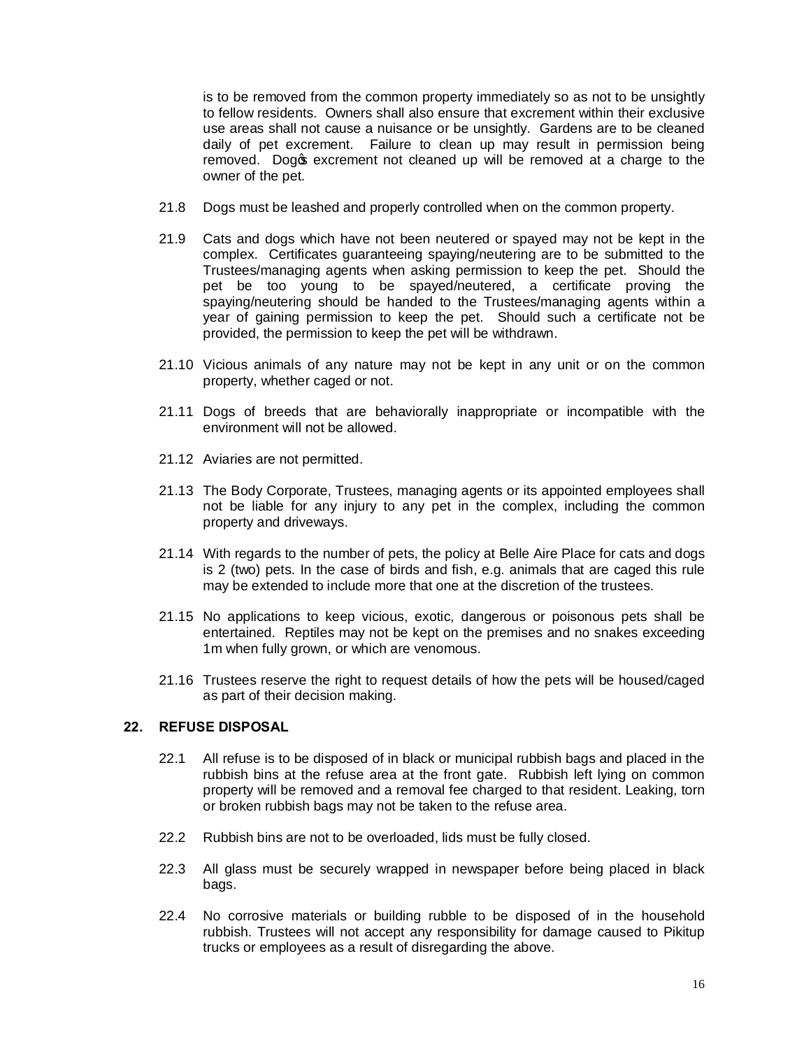is to be removed from the common property immediately so as not to be unsightly to fellow residents. Owners shall also ensure that excrement within their exclusive use areas shall not cause a nuisance or be unsightly. Gardens are to be cleaned daily of pet excrement. Failure to clean up may result in permission being removed. Dog's excrement not cleaned up will be removed at a charge to the owner of the pet.

21.8 Dogs must be leashed and properly controlled when on the common property.

21.9 Cats and dogs which have not been neutered or spayed may not be kept in the complex. Certificates guaranteeing spaying/neutering are to be submitted to the Trustees/managing agents when asking permission to keep the pet. Should the pet be too young to be spayed/neutered, a certificate proving the spaying/neutering should be handed to the Trustees/managing agents within a year of gaining permission to keep the pet. Should such a certificate not be provided, the permission to keep the pet will be withdrawn.

21.10 Vicious animals of any nature may not be kept in any unit or on the common property, whether caged or not.

21.11 Dogs of breeds that are behaviorally inappropriate or incompatible with the environment will not be allowed.

21.12 Aviaries are not permitted.

21.13 The Body Corporate, Trustees, managing agents or its appointed employees shall not be liable for any injury to any pet in the complex, including the common property and driveways.

21.14 With regards to the number of pets, the policy at Belle Aire Place for cats and dogs is 2 (two) pets. In the case of birds and fish, e.g. animals that are caged this rule may be extended to include more that one at the discretion of the trustees.

21.15 No applications to keep vicious, exotic, dangerous or poisonous pets shall be entertained. Reptiles may not be kept on the premises and no snakes exceeding 1m when fully grown, or which are venomous.

21.16 Trustees reserve the right to request details of how the pets will be housed/caged as part of their decision making.

## 22. REFUSE DISPOSAL

22.1 All refuse is to be disposed of in black or municipal rubbish bags and placed in the rubbish bins at the refuse area at the front gate. Rubbish left lying on common property will be removed and a removal fee charged to that resident. Leaking, torn or broken rubbish bags may not be taken to the refuse area.

22.2 Rubbish bins are not to be overloaded, lids must be fully closed.

22.3 All glass must be securely wrapped in newspaper before being placed in black bags.

22.4 No corrosive materials or building rubble to be disposed of in the household rubbish. Trustees will not accept any responsibility for damage caused to Pikitup trucks or employees as a result of disregarding the above.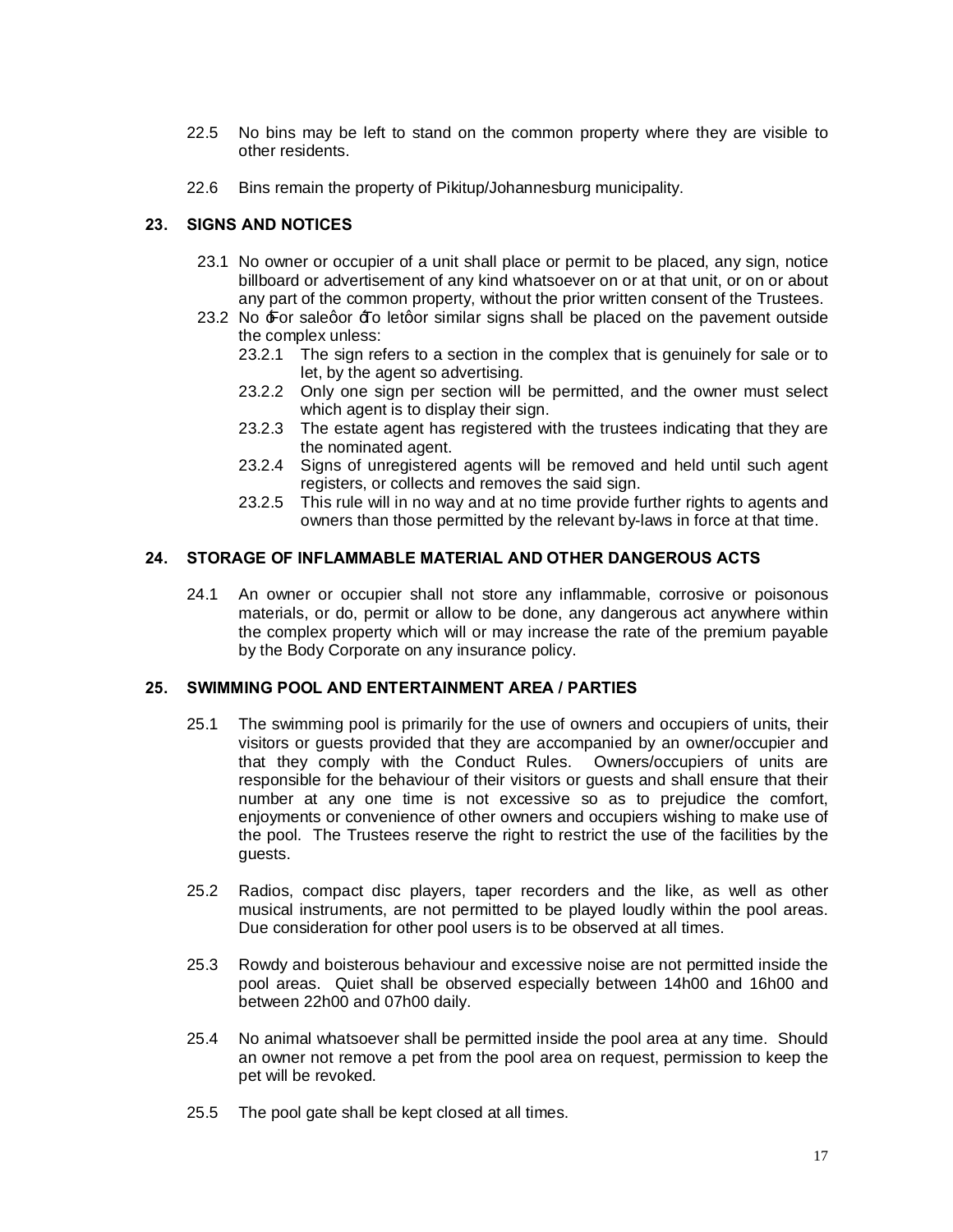22.5 No bins may be left to stand on the common property where they are visible to other residents.

22.6 Bins remain the property of Pikitup/Johannesburg municipality.

## 23. SIGNS AND NOTICES

23.1 No owner or occupier of a unit shall place or permit to be placed, any sign, notice billboard or advertisement of any kind whatsoever on or at that unit, or on or about any part of the common property, without the prior written consent of the Trustees.

23.2 No "For sale" or "To let" or similar signs shall be placed on the pavement outside the complex unless:

- 23.2.1 The sign refers to a section in the complex that is genuinely for sale or to let, by the agent so advertising.
- 23.2.2 Only one sign per section will be permitted, and the owner must select which agent is to display their sign.
- 23.2.3 The estate agent has registered with the trustees indicating that they are the nominated agent.
- 23.2.4 Signs of unregistered agents will be removed and held until such agent registers, or collects and removes the said sign.
- 23.2.5 This rule will in no way and at no time provide further rights to agents and owners than those permitted by the relevant by-laws in force at that time.

## 24. STORAGE OF INFLAMMABLE MATERIAL AND OTHER DANGEROUS ACTS

24.1 An owner or occupier shall not store any inflammable, corrosive or poisonous materials, or do, permit or allow to be done, any dangerous act anywhere within the complex property which will or may increase the rate of the premium payable by the Body Corporate on any insurance policy.

## 25. SWIMMING POOL AND ENTERTAINMENT AREA / PARTIES

25.1 The swimming pool is primarily for the use of owners and occupiers of units, their visitors or guests provided that they are accompanied by an owner/occupier and that they comply with the Conduct Rules. Owners/occupiers of units are responsible for the behaviour of their visitors or guests and shall ensure that their number at any one time is not excessive so as to prejudice the comfort, enjoyments or convenience of other owners and occupiers wishing to make use of the pool. The Trustees reserve the right to restrict the use of the facilities by the guests.

25.2 Radios, compact disc players, taper recorders and the like, as well as other musical instruments, are not permitted to be played loudly within the pool areas. Due consideration for other pool users is to be observed at all times.

25.3 Rowdy and boisterous behaviour and excessive noise are not permitted inside the pool areas. Quiet shall be observed especially between 14h00 and 16h00 and between 22h00 and 07h00 daily.

25.4 No animal whatsoever shall be permitted inside the pool area at any time. Should an owner not remove a pet from the pool area on request, permission to keep the pet will be revoked.

25.5 The pool gate shall be kept closed at all times.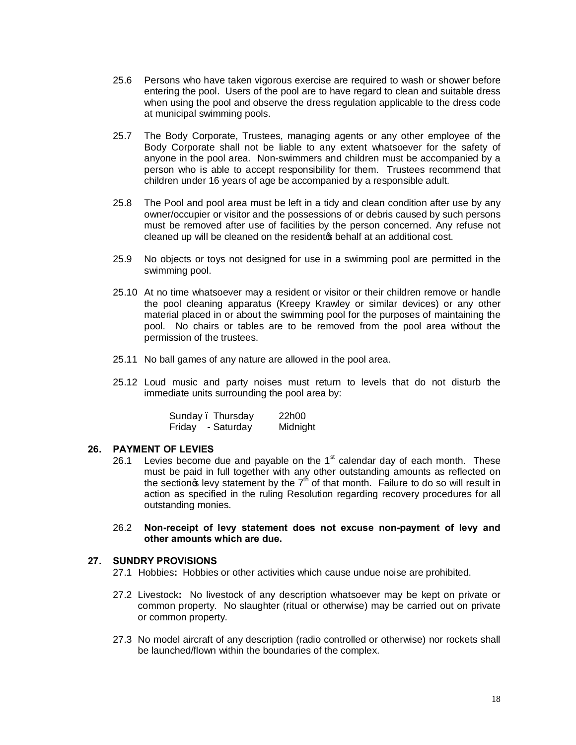25.6 Persons who have taken vigorous exercise are required to wash or shower before entering the pool. Users of the pool are to have regard to clean and suitable dress when using the pool and observe the dress regulation applicable to the dress code at municipal swimming pools.

25.7 The Body Corporate, Trustees, managing agents or any other employee of the Body Corporate shall not be liable to any extent whatsoever for the safety of anyone in the pool area. Non-swimmers and children must be accompanied by a person who is able to accept responsibility for them. Trustees recommend that children under 16 years of age be accompanied by a responsible adult.

25.8 The Pool and pool area must be left in a tidy and clean condition after use by any owner/occupier or visitor and the possessions of or debris caused by such persons must be removed after use of facilities by the person concerned. Any refuse not cleaned up will be cleaned on the resident's behalf at an additional cost.

25.9 No objects or toys not designed for use in a swimming pool are permitted in the swimming pool.

25.10 At no time whatsoever may a resident or visitor or their children remove or handle the pool cleaning apparatus (Kreepy Krawley or similar devices) or any other material placed in or about the swimming pool for the purposes of maintaining the pool. No chairs or tables are to be removed from the pool area without the permission of the trustees.

25.11 No ball games of any nature are allowed in the pool area.

25.12 Loud music and party noises must return to levels that do not disturb the immediate units surrounding the pool area by:

| | |
|---|---|
| Sunday – Thursday | 22h00 |
| Friday - Saturday | Midnight |

## 26. PAYMENT OF LEVIES

26.1 Levies become due and payable on the 1st calendar day of each month. These must be paid in full together with any other outstanding amounts as reflected on the section's levy statement by the 7th of that month. Failure to do so will result in action as specified in the ruling Resolution regarding recovery procedures for all outstanding monies.

26.2 **Non-receipt of levy statement does not excuse non-payment of levy and other amounts which are due.**

## 27. SUNDRY PROVISIONS

27.1 Hobbies**:** Hobbies or other activities which cause undue noise are prohibited.

27.2 Livestock**:** No livestock of any description whatsoever may be kept on private or common property. No slaughter (ritual or otherwise) may be carried out on private or common property.

27.3 No model aircraft of any description (radio controlled or otherwise) nor rockets shall be launched/flown within the boundaries of the complex.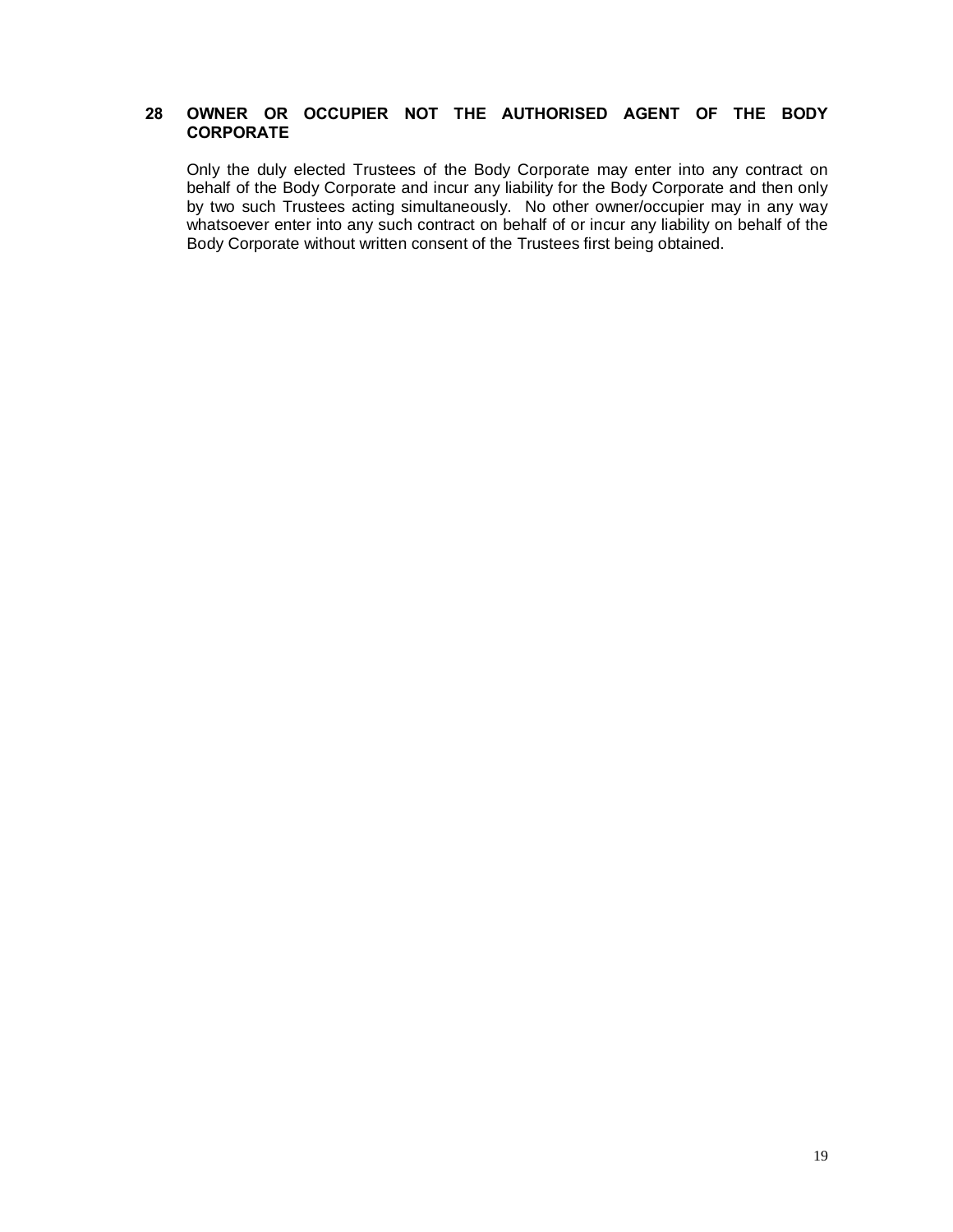## 28 OWNER OR OCCUPIER NOT THE AUTHORISED AGENT OF THE BODY CORPORATE

Only the duly elected Trustees of the Body Corporate may enter into any contract on behalf of the Body Corporate and incur any liability for the Body Corporate and then only by two such Trustees acting simultaneously. No other owner/occupier may in any way whatsoever enter into any such contract on behalf of or incur any liability on behalf of the Body Corporate without written consent of the Trustees first being obtained.